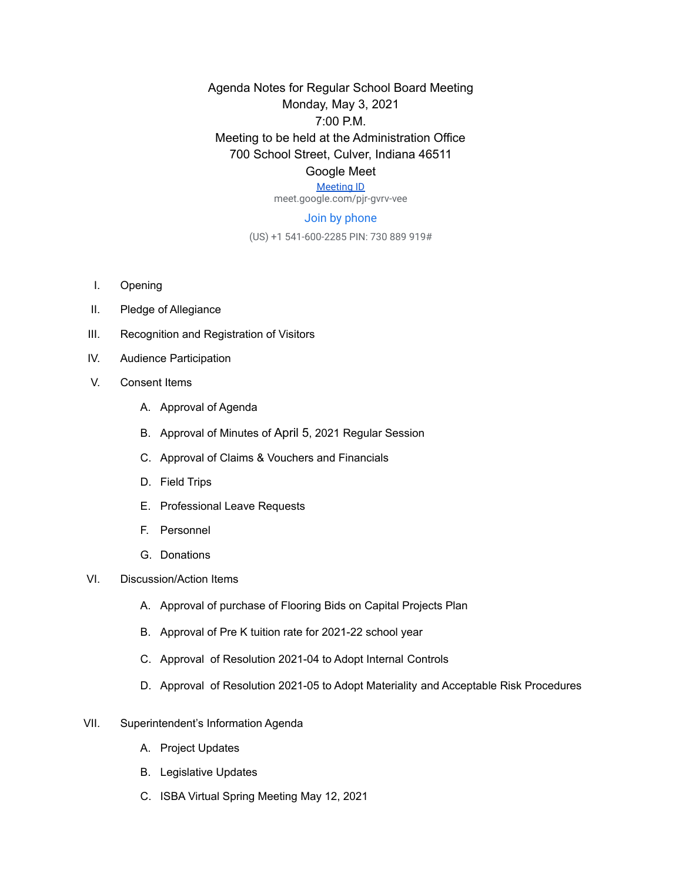Agenda Notes for Regular School Board Meeting
Monday, May 3, 2021
7:00 P.M.
Meeting to be held at the Administration Office
700 School Street, Culver, Indiana 46511
Google Meet
Meeting ID
meet.google.com/pjr-gvrv-vee

Join by phone
(US) +1 541-600-2285 PIN: 730 889 919#

I. Opening

II. Pledge of Allegiance

III. Recognition and Registration of Visitors

IV. Audience Participation

V. Consent Items

   A. Approval of Agenda

   B. Approval of Minutes of April 5, 2021 Regular Session

   C. Approval of Claims & Vouchers and Financials

   D. Field Trips

   E. Professional Leave Requests

   F. Personnel

   G. Donations

VI. Discussion/Action Items

   A. Approval of purchase of Flooring Bids on Capital Projects Plan

   B. Approval of Pre K tuition rate for 2021-22 school year

   C. Approval of Resolution 2021-04 to Adopt Internal Controls

   D. Approval of Resolution 2021-05 to Adopt Materiality and Acceptable Risk Procedures

VII. Superintendent's Information Agenda

   A. Project Updates

   B. Legislative Updates

   C. ISBA Virtual Spring Meeting May 12, 2021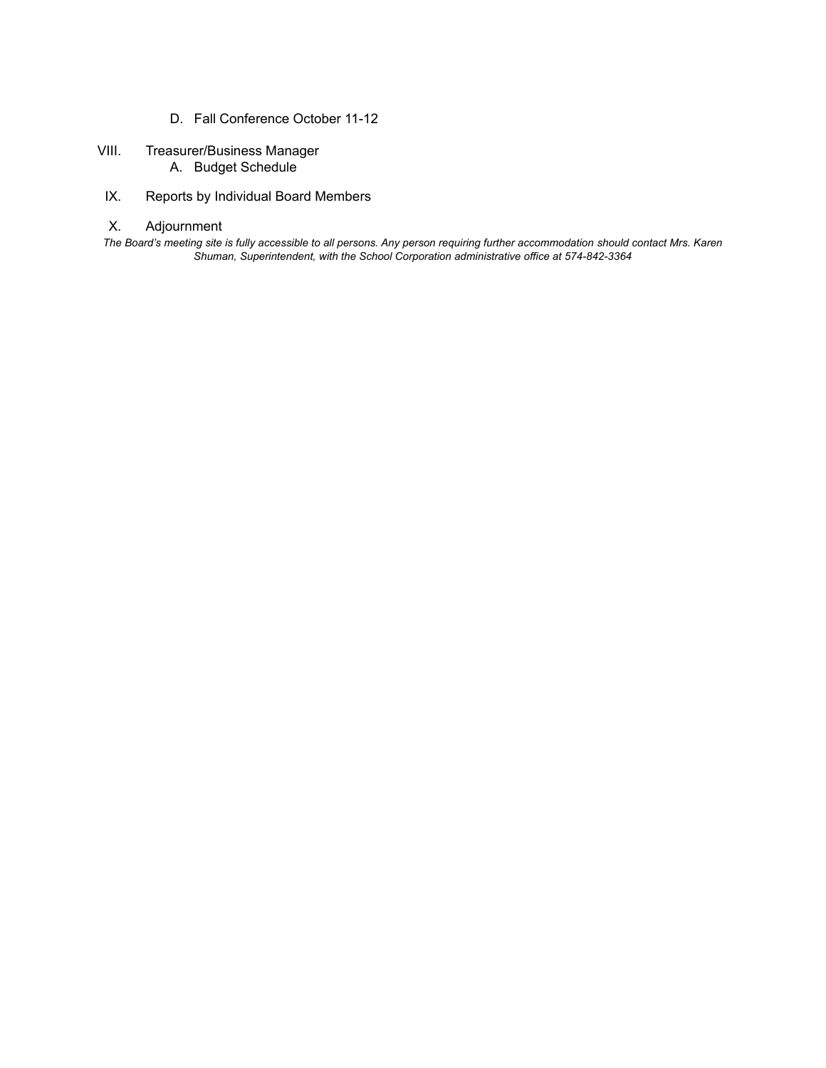D. Fall Conference October 11-12

VIII. Treasurer/Business Manager
  A. Budget Schedule

IX. Reports by Individual Board Members

X. Adjournment

*The Board's meeting site is fully accessible to all persons. Any person requiring further accommodation should contact Mrs. Karen Shuman, Superintendent, with the School Corporation administrative office at 574-842-3364*